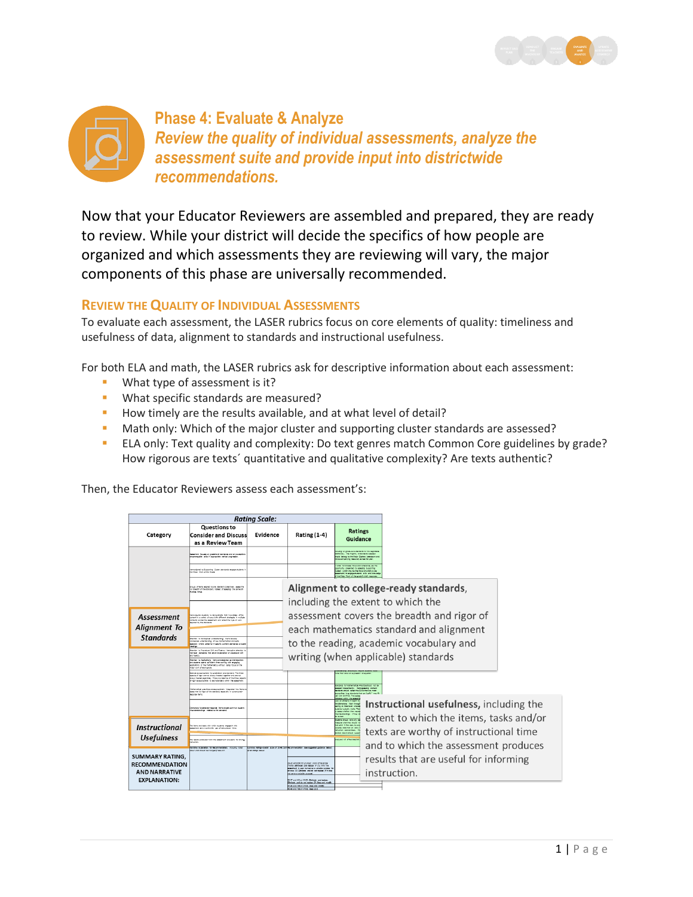# Phase 4: Evaluate & Analyze

## *Review the quality of individual assessments, analyze the assessment suite and provide input into districtwide recommendations.*

Now that your Educator Reviewers are assembled and prepared, they are ready to review. While your district will decide the specifics of how people are organized and which assessments they are reviewing will vary, the major components of this phase are universally recommended.

### Review the Quality of Individual Assessments

To evaluate each assessment, the LASER rubrics focus on core elements of quality: timeliness and usefulness of data, alignment to standards and instructional usefulness.

For both ELA and math, the LASER rubrics ask for descriptive information about each assessment:

- What type of assessment is it?
- What specific standards are measured?
- How timely are the results available, and at what level of detail?
- Math only: Which of the major cluster and supporting cluster standards are assessed?
- ELA only: Text quality and complexity: Do text genres match Common Core guidelines by grade? How rigorous are texts´ quantitative and qualitative complexity? Are texts authentic?

Then, the Educator Reviewers assess each assessment's:

| Rating Scale: | | | | |
|---|---|---|---|---|
| Category | Questions to Consider and Discuss as a Review Team | Evidence | Rating (1-4) | Ratings Guidance |
| *Assessment Alignment To Standards* | | | | |
| *Instructional Usefulness* | | | | |
| SUMMARY RATING, RECOMMENDATION AND NARRATIVE EXPLANATION: | | | | |

**Alignment to college-ready standards**, including the extent to which the assessment covers the breadth and rigor of each mathematics standard and alignment to the reading, academic vocabulary and writing (when applicable) standards

**Instructional usefulness,** including the extent to which the items, tasks and/or texts are worthy of instructional time and to which the assessment produces results that are useful for informing instruction.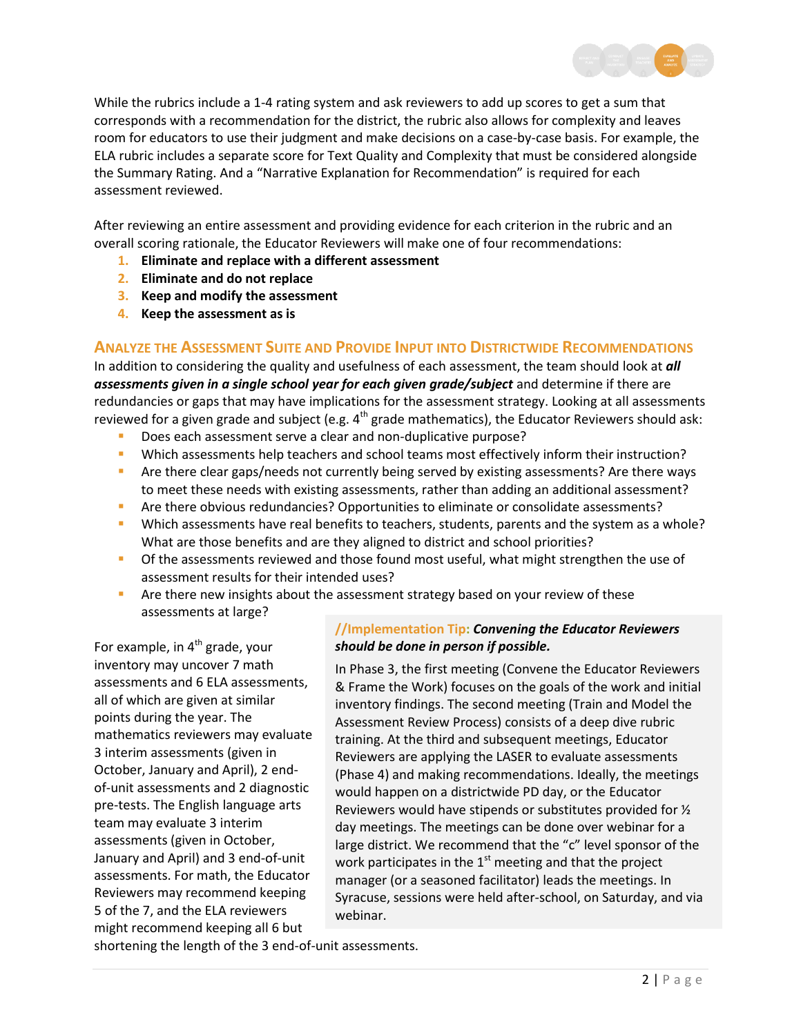While the rubrics include a 1-4 rating system and ask reviewers to add up scores to get a sum that corresponds with a recommendation for the district, the rubric also allows for complexity and leaves room for educators to use their judgment and make decisions on a case-by-case basis. For example, the ELA rubric includes a separate score for Text Quality and Complexity that must be considered alongside the Summary Rating. And a "Narrative Explanation for Recommendation" is required for each assessment reviewed.

After reviewing an entire assessment and providing evidence for each criterion in the rubric and an overall scoring rationale, the Educator Reviewers will make one of four recommendations:

1. **Eliminate and replace with a different assessment**
2. **Eliminate and do not replace**
3. **Keep and modify the assessment**
4. **Keep the assessment as is**

## Analyze the Assessment Suite and Provide Input into Districtwide Recommendations

In addition to considering the quality and usefulness of each assessment, the team should look at ***all assessments given in a single school year for each given grade/subject*** and determine if there are redundancies or gaps that may have implications for the assessment strategy. Looking at all assessments reviewed for a given grade and subject (e.g. 4th grade mathematics), the Educator Reviewers should ask:

- Does each assessment serve a clear and non-duplicative purpose?
- Which assessments help teachers and school teams most effectively inform their instruction?
- Are there clear gaps/needs not currently being served by existing assessments? Are there ways to meet these needs with existing assessments, rather than adding an additional assessment?
- Are there obvious redundancies? Opportunities to eliminate or consolidate assessments?
- Which assessments have real benefits to teachers, students, parents and the system as a whole? What are those benefits and are they aligned to district and school priorities?
- Of the assessments reviewed and those found most useful, what might strengthen the use of assessment results for their intended uses?
- Are there new insights about the assessment strategy based on your review of these assessments at large?

For example, in 4th grade, your inventory may uncover 7 math assessments and 6 ELA assessments, all of which are given at similar points during the year. The mathematics reviewers may evaluate 3 interim assessments (given in October, January and April), 2 end-of-unit assessments and 2 diagnostic pre-tests. The English language arts team may evaluate 3 interim assessments (given in October, January and April) and 3 end-of-unit assessments. For math, the Educator Reviewers may recommend keeping 5 of the 7, and the ELA reviewers might recommend keeping all 6 but shortening the length of the 3 end-of-unit assessments.

> **//Implementation Tip:** ***Convening the Educator Reviewers should be done in person if possible.***
>
> In Phase 3, the first meeting (Convene the Educator Reviewers & Frame the Work) focuses on the goals of the work and initial inventory findings. The second meeting (Train and Model the Assessment Review Process) consists of a deep dive rubric training. At the third and subsequent meetings, Educator Reviewers are applying the LASER to evaluate assessments (Phase 4) and making recommendations. Ideally, the meetings would happen on a districtwide PD day, or the Educator Reviewers would have stipends or substitutes provided for ½ day meetings. The meetings can be done over webinar for a large district. We recommend that the "c" level sponsor of the work participates in the 1st meeting and that the project manager (or a seasoned facilitator) leads the meetings. In Syracuse, sessions were held after-school, on Saturday, and via webinar.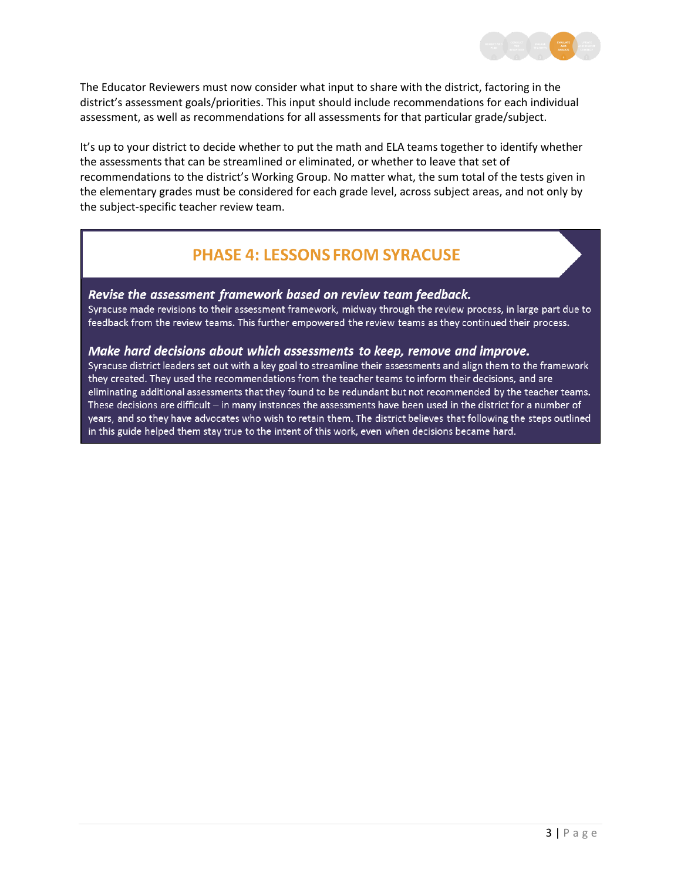The Educator Reviewers must now consider what input to share with the district, factoring in the district's assessment goals/priorities. This input should include recommendations for each individual assessment, as well as recommendations for all assessments for that particular grade/subject.

It's up to your district to decide whether to put the math and ELA teams together to identify whether the assessments that can be streamlined or eliminated, or whether to leave that set of recommendations to the district's Working Group. No matter what, the sum total of the tests given in the elementary grades must be considered for each grade level, across subject areas, and not only by the subject-specific teacher review team.

## PHASE 4: LESSONS FROM SYRACUSE

### *Revise the assessment framework based on review team feedback.*

Syracuse made revisions to their assessment framework, midway through the review process, in large part due to feedback from the review teams. This further empowered the review teams as they continued their process.

### *Make hard decisions about which assessments to keep, remove and improve.*

Syracuse district leaders set out with a key goal to streamline their assessments and align them to the framework they created. They used the recommendations from the teacher teams to inform their decisions, and are eliminating additional assessments that they found to be redundant but not recommended by the teacher teams. These decisions are difficult – in many instances the assessments have been used in the district for a number of years, and so they have advocates who wish to retain them. The district believes that following the steps outlined in this guide helped them stay true to the intent of this work, even when decisions became hard.